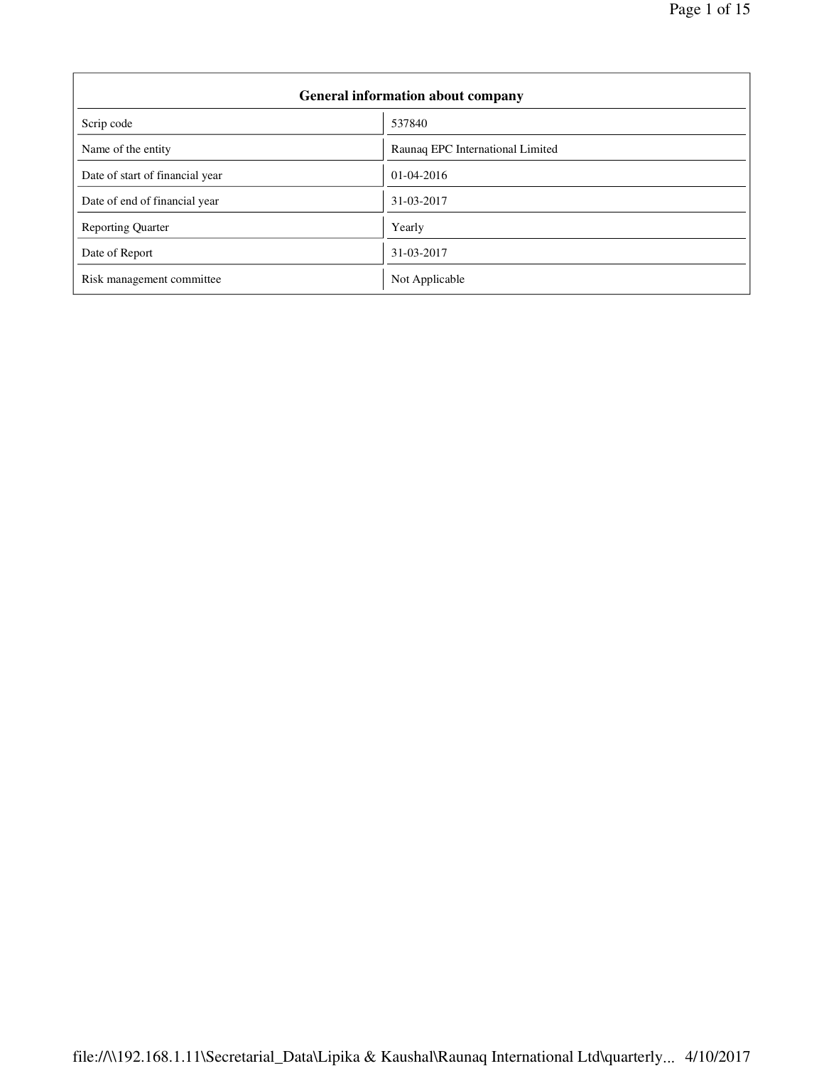| General information about company | |
|---|---|
| Scrip code | 537840 |
| Name of the entity | Raunaq EPC International Limited |
| Date of start of financial year | 01-04-2016 |
| Date of end of financial year | 31-03-2017 |
| Reporting Quarter | Yearly |
| Date of Report | 31-03-2017 |
| Risk management committee | Not Applicable |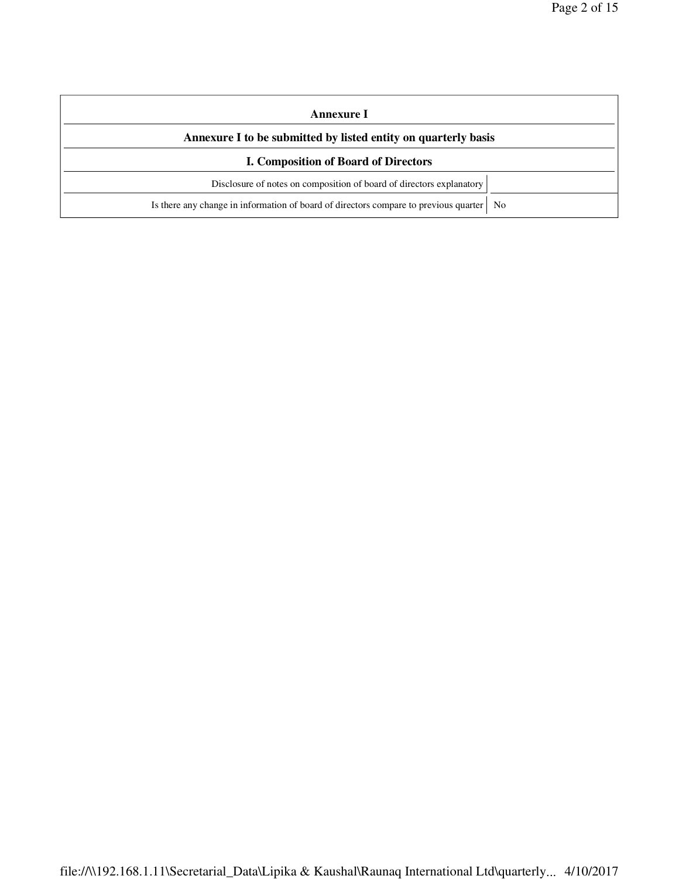| Annexure I | |
|---|---|
| **Annexure I to be submitted by listed entity on quarterly basis** | |
| **I. Composition of Board of Directors** | |
| Disclosure of notes on composition of board of directors explanatory | |
| Is there any change in information of board of directors compare to previous quarter | No |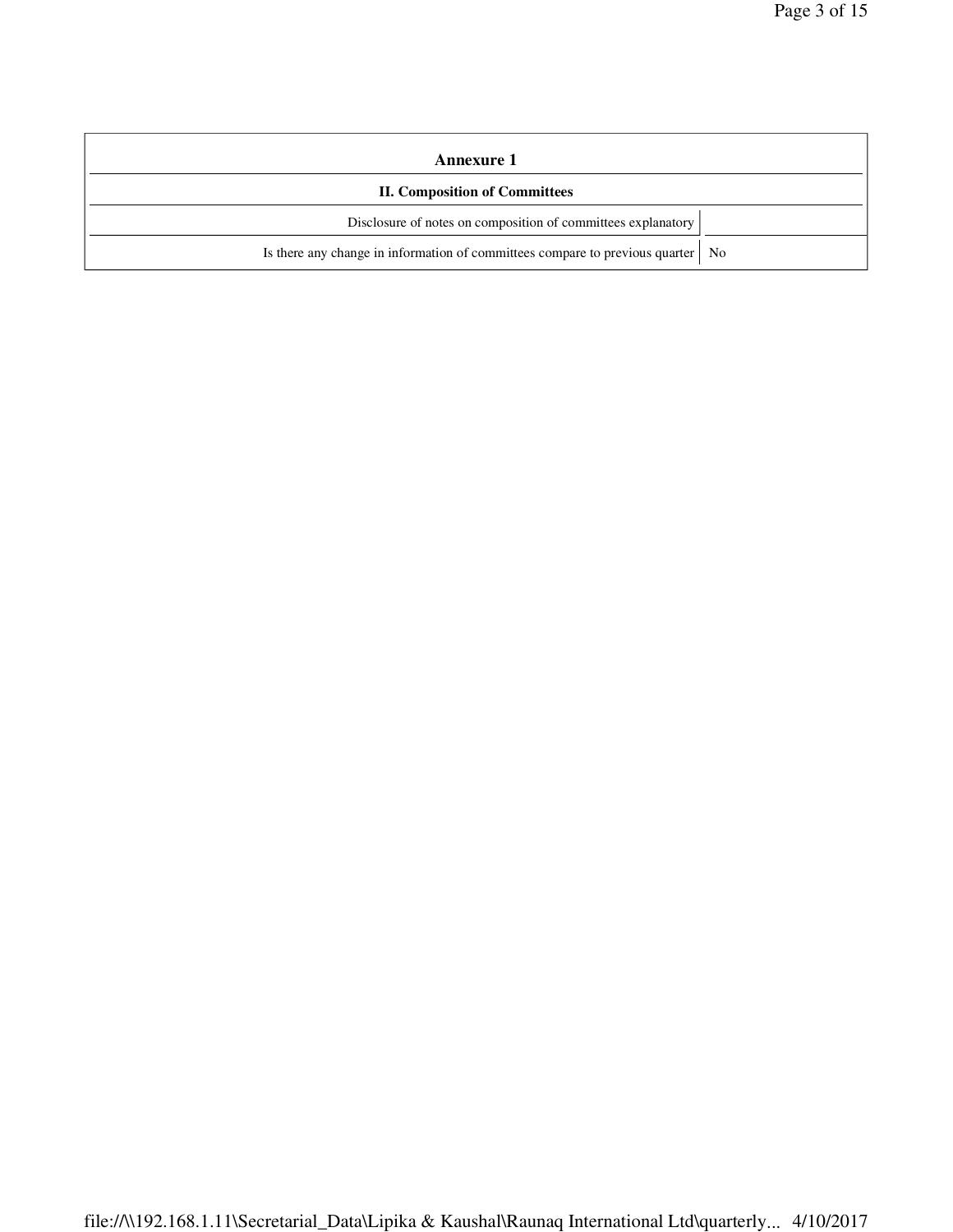## Annexure 1

### II. Composition of Committees

| | |
|---|---|
| Disclosure of notes on composition of committees explanatory | |
| Is there any change in information of committees compare to previous quarter | No |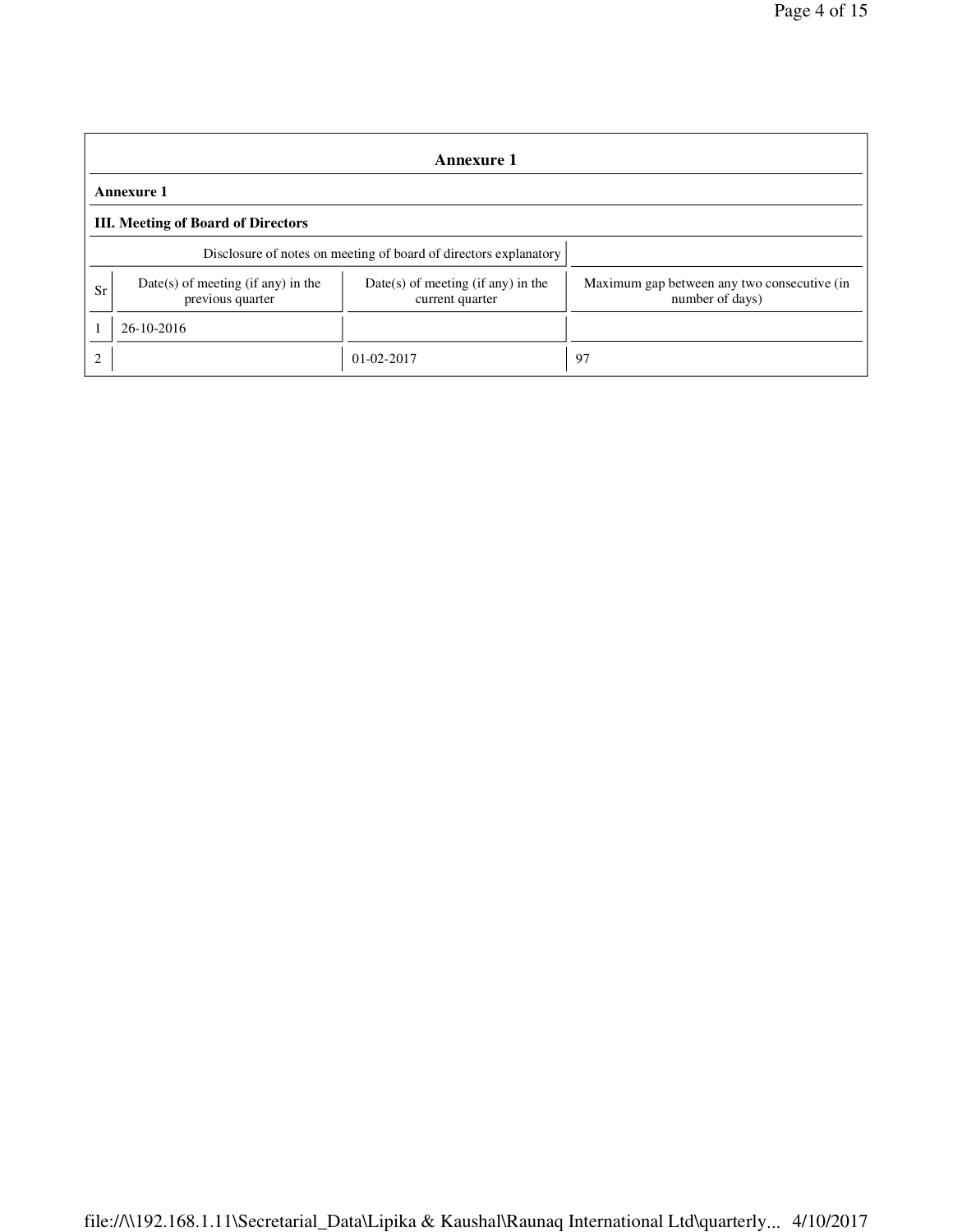## Annexure 1

**Annexure 1**

**III. Meeting of Board of Directors**

| | Disclosure of notes on meeting of board of directors explanatory | | |
|---|---|---|---|
| Sr | Date(s) of meeting (if any) in the previous quarter | Date(s) of meeting (if any) in the current quarter | Maximum gap between any two consecutive (in number of days) |
| 1 | 26-10-2016 | | |
| 2 | | 01-02-2017 | 97 |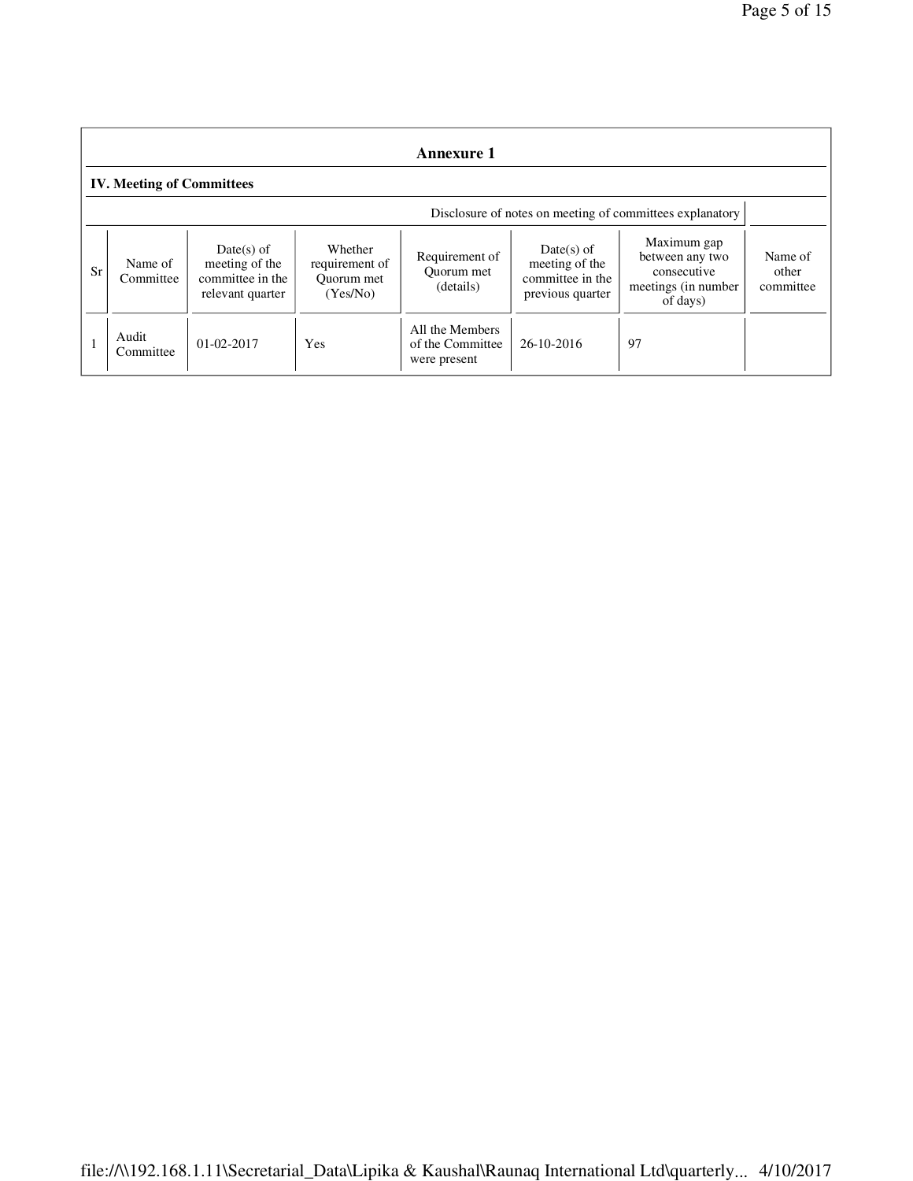## Annexure 1

### IV. Meeting of Committees

Disclosure of notes on meeting of committees explanatory

| Sr | Name of Committee | Date(s) of meeting of the committee in the relevant quarter | Whether requirement of Quorum met (Yes/No) | Requirement of Quorum met (details) | Date(s) of meeting of the committee in the previous quarter | Maximum gap between any two consecutive meetings (in number of days) | Name of other committee |
|---|---|---|---|---|---|---|---|
| 1 | Audit Committee | 01-02-2017 | Yes | All the Members of the Committee were present | 26-10-2016 | 97 | |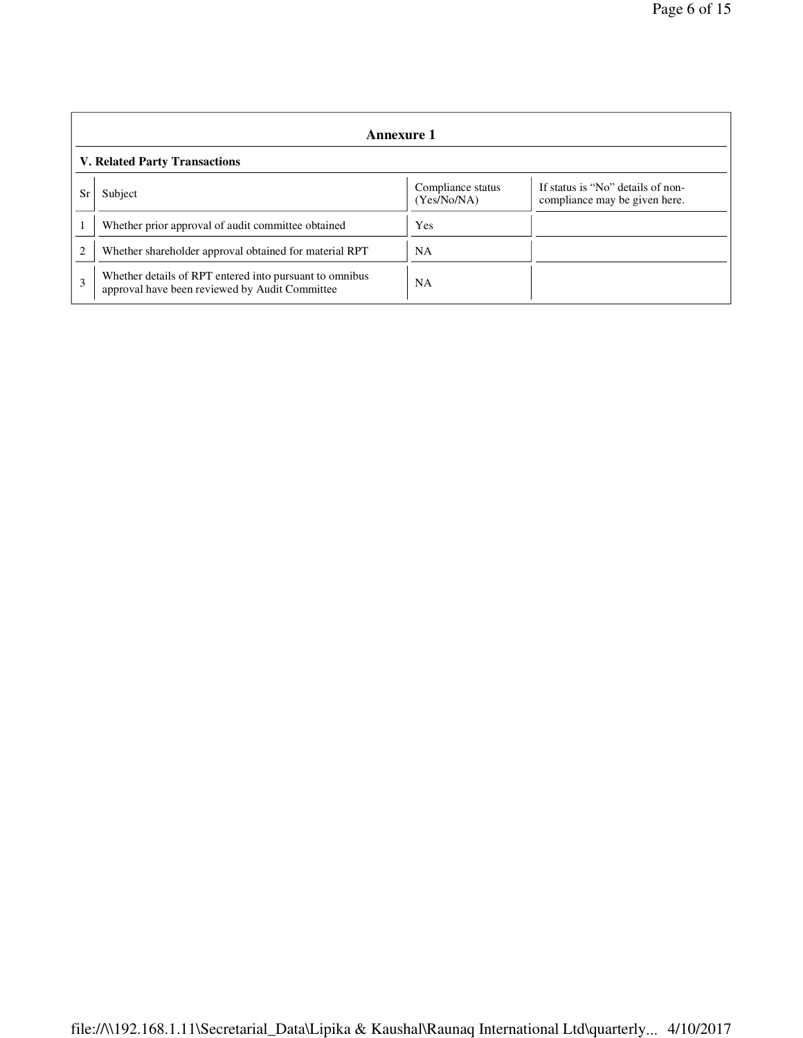## Annexure 1

### V. Related Party Transactions

| Sr | Subject | Compliance status (Yes/No/NA) | If status is "No" details of non-compliance may be given here. |
|---|---|---|---|
| 1 | Whether prior approval of audit committee obtained | Yes | |
| 2 | Whether shareholder approval obtained for material RPT | NA | |
| 3 | Whether details of RPT entered into pursuant to omnibus approval have been reviewed by Audit Committee | NA | |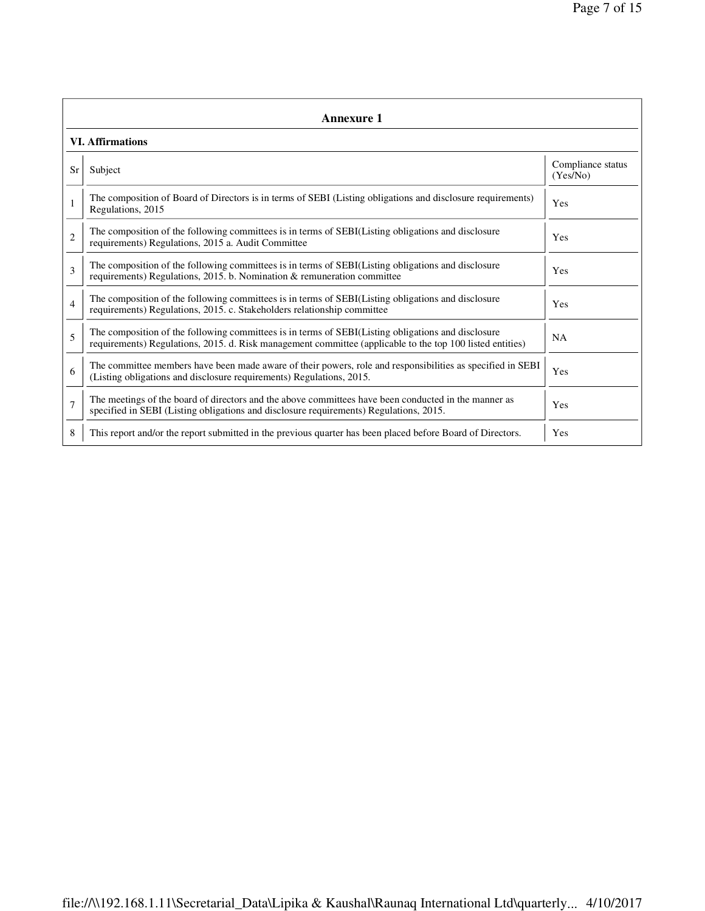## Annexure 1

### VI. Affirmations

| Sr | Subject | Compliance status (Yes/No) |
|---|---|---|
| 1 | The composition of Board of Directors is in terms of SEBI (Listing obligations and disclosure requirements) Regulations, 2015 | Yes |
| 2 | The composition of the following committees is in terms of SEBI(Listing obligations and disclosure requirements) Regulations, 2015 a. Audit Committee | Yes |
| 3 | The composition of the following committees is in terms of SEBI(Listing obligations and disclosure requirements) Regulations, 2015. b. Nomination & remuneration committee | Yes |
| 4 | The composition of the following committees is in terms of SEBI(Listing obligations and disclosure requirements) Regulations, 2015. c. Stakeholders relationship committee | Yes |
| 5 | The composition of the following committees is in terms of SEBI(Listing obligations and disclosure requirements) Regulations, 2015. d. Risk management committee (applicable to the top 100 listed entities) | NA |
| 6 | The committee members have been made aware of their powers, role and responsibilities as specified in SEBI (Listing obligations and disclosure requirements) Regulations, 2015. | Yes |
| 7 | The meetings of the board of directors and the above committees have been conducted in the manner as specified in SEBI (Listing obligations and disclosure requirements) Regulations, 2015. | Yes |
| 8 | This report and/or the report submitted in the previous quarter has been placed before Board of Directors. | Yes |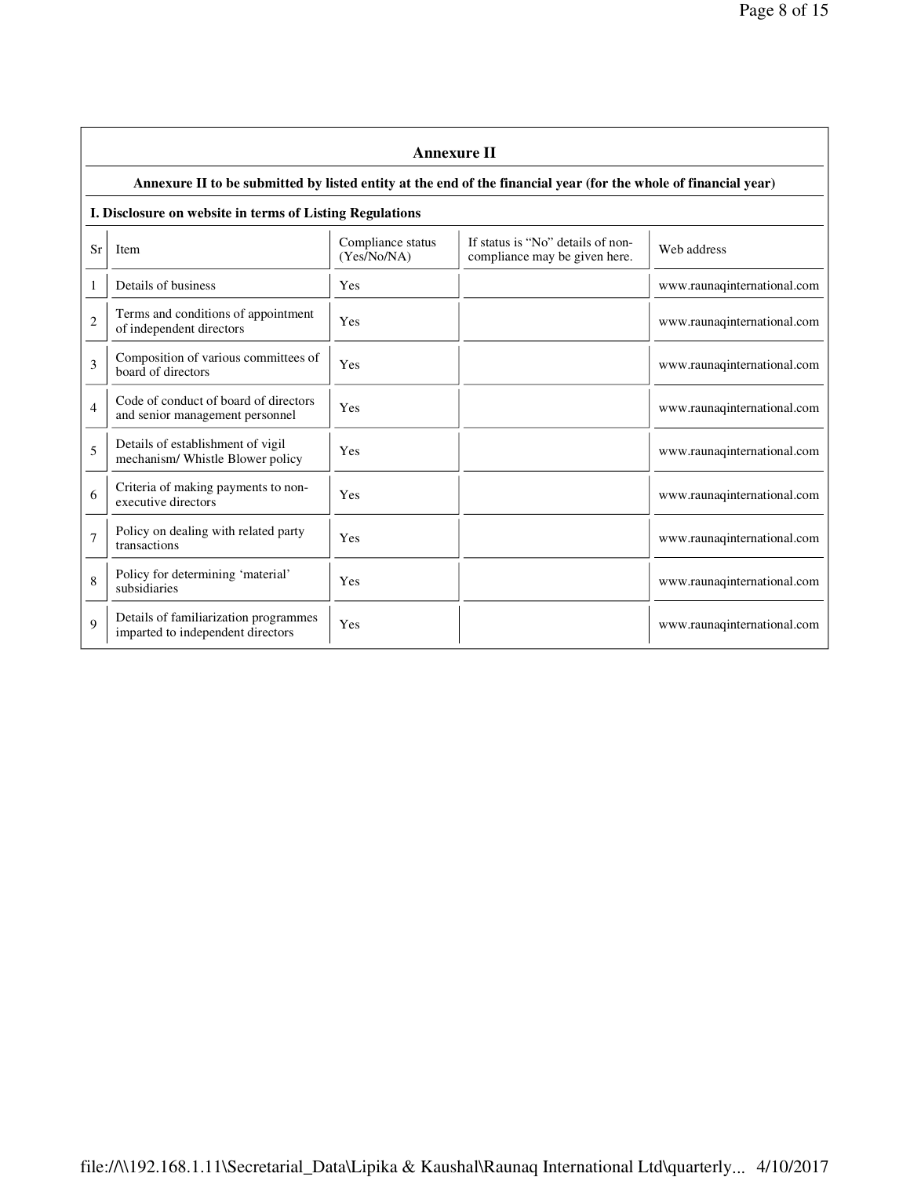## Annexure II

**Annexure II to be submitted by listed entity at the end of the financial year (for the whole of financial year)**

**I. Disclosure on website in terms of Listing Regulations**

| Sr | Item | Compliance status (Yes/No/NA) | If status is "No" details of non-compliance may be given here. | Web address |
|---|---|---|---|---|
| 1 | Details of business | Yes | | www.raunaqinternational.com |
| 2 | Terms and conditions of appointment of independent directors | Yes | | www.raunaqinternational.com |
| 3 | Composition of various committees of board of directors | Yes | | www.raunaqinternational.com |
| 4 | Code of conduct of board of directors and senior management personnel | Yes | | www.raunaqinternational.com |
| 5 | Details of establishment of vigil mechanism/ Whistle Blower policy | Yes | | www.raunaqinternational.com |
| 6 | Criteria of making payments to non-executive directors | Yes | | www.raunaqinternational.com |
| 7 | Policy on dealing with related party transactions | Yes | | www.raunaqinternational.com |
| 8 | Policy for determining 'material' subsidiaries | Yes | | www.raunaqinternational.com |
| 9 | Details of familiarization programmes imparted to independent directors | Yes | | www.raunaqinternational.com |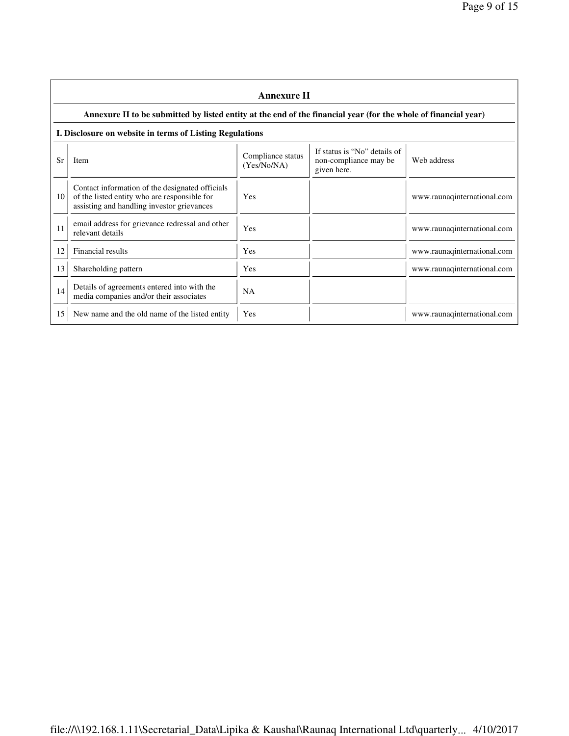## Annexure II

**Annexure II to be submitted by listed entity at the end of the financial year (for the whole of financial year)**

**I. Disclosure on website in terms of Listing Regulations**

| Sr | Item | Compliance status (Yes/No/NA) | If status is "No" details of non-compliance may be given here. | Web address |
|---|---|---|---|---|
| 10 | Contact information of the designated officials of the listed entity who are responsible for assisting and handling investor grievances | Yes | | www.raunaqinternational.com |
| 11 | email address for grievance redressal and other relevant details | Yes | | www.raunaqinternational.com |
| 12 | Financial results | Yes | | www.raunaqinternational.com |
| 13 | Shareholding pattern | Yes | | www.raunaqinternational.com |
| 14 | Details of agreements entered into with the media companies and/or their associates | NA | | |
| 15 | New name and the old name of the listed entity | Yes | | www.raunaqinternational.com |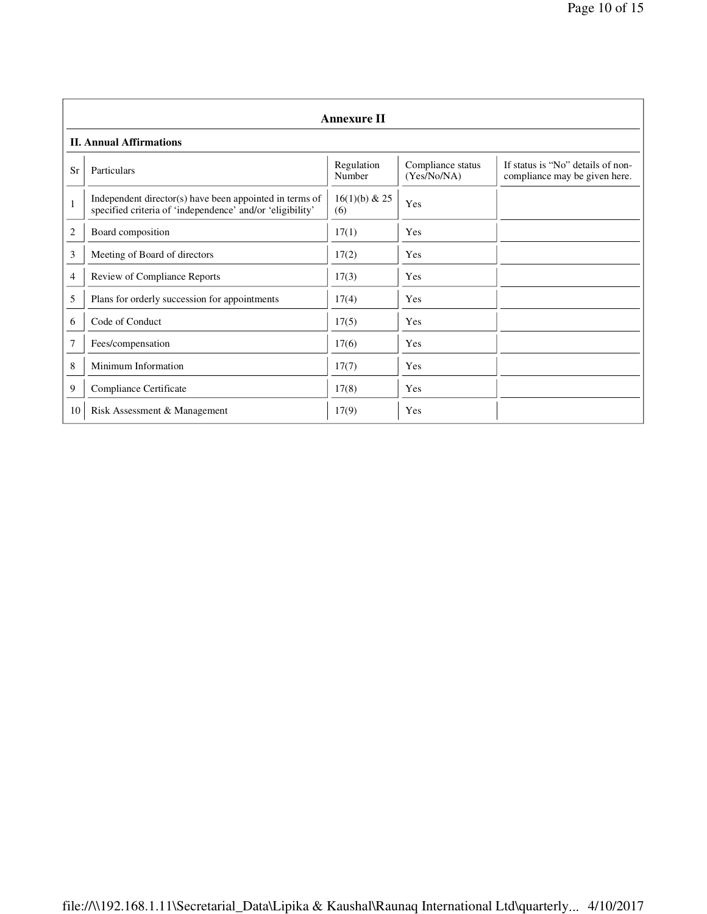## Annexure II

### II. Annual Affirmations

| Sr | Particulars | Regulation Number | Compliance status (Yes/No/NA) | If status is "No" details of non-compliance may be given here. |
|---|---|---|---|---|
| 1 | Independent director(s) have been appointed in terms of specified criteria of 'independence' and/or 'eligibility' | 16(1)(b) & 25 (6) | Yes | |
| 2 | Board composition | 17(1) | Yes | |
| 3 | Meeting of Board of directors | 17(2) | Yes | |
| 4 | Review of Compliance Reports | 17(3) | Yes | |
| 5 | Plans for orderly succession for appointments | 17(4) | Yes | |
| 6 | Code of Conduct | 17(5) | Yes | |
| 7 | Fees/compensation | 17(6) | Yes | |
| 8 | Minimum Information | 17(7) | Yes | |
| 9 | Compliance Certificate | 17(8) | Yes | |
| 10 | Risk Assessment & Management | 17(9) | Yes | |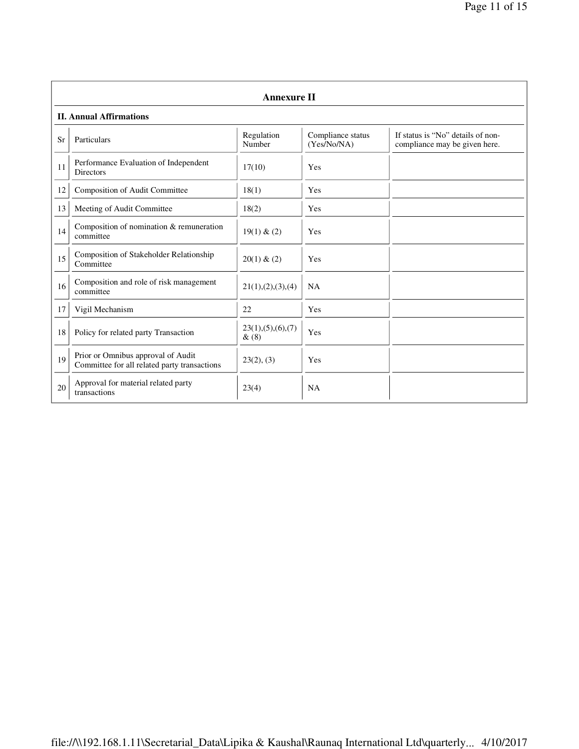## Annexure II

### II. Annual Affirmations

| Sr | Particulars | Regulation Number | Compliance status (Yes/No/NA) | If status is "No" details of non-compliance may be given here. |
|---|---|---|---|---|
| 11 | Performance Evaluation of Independent Directors | 17(10) | Yes | |
| 12 | Composition of Audit Committee | 18(1) | Yes | |
| 13 | Meeting of Audit Committee | 18(2) | Yes | |
| 14 | Composition of nomination & remuneration committee | 19(1) & (2) | Yes | |
| 15 | Composition of Stakeholder Relationship Committee | 20(1) & (2) | Yes | |
| 16 | Composition and role of risk management committee | 21(1),(2),(3),(4) | NA | |
| 17 | Vigil Mechanism | 22 | Yes | |
| 18 | Policy for related party Transaction | 23(1),(5),(6),(7) & (8) | Yes | |
| 19 | Prior or Omnibus approval of Audit Committee for all related party transactions | 23(2), (3) | Yes | |
| 20 | Approval for material related party transactions | 23(4) | NA | |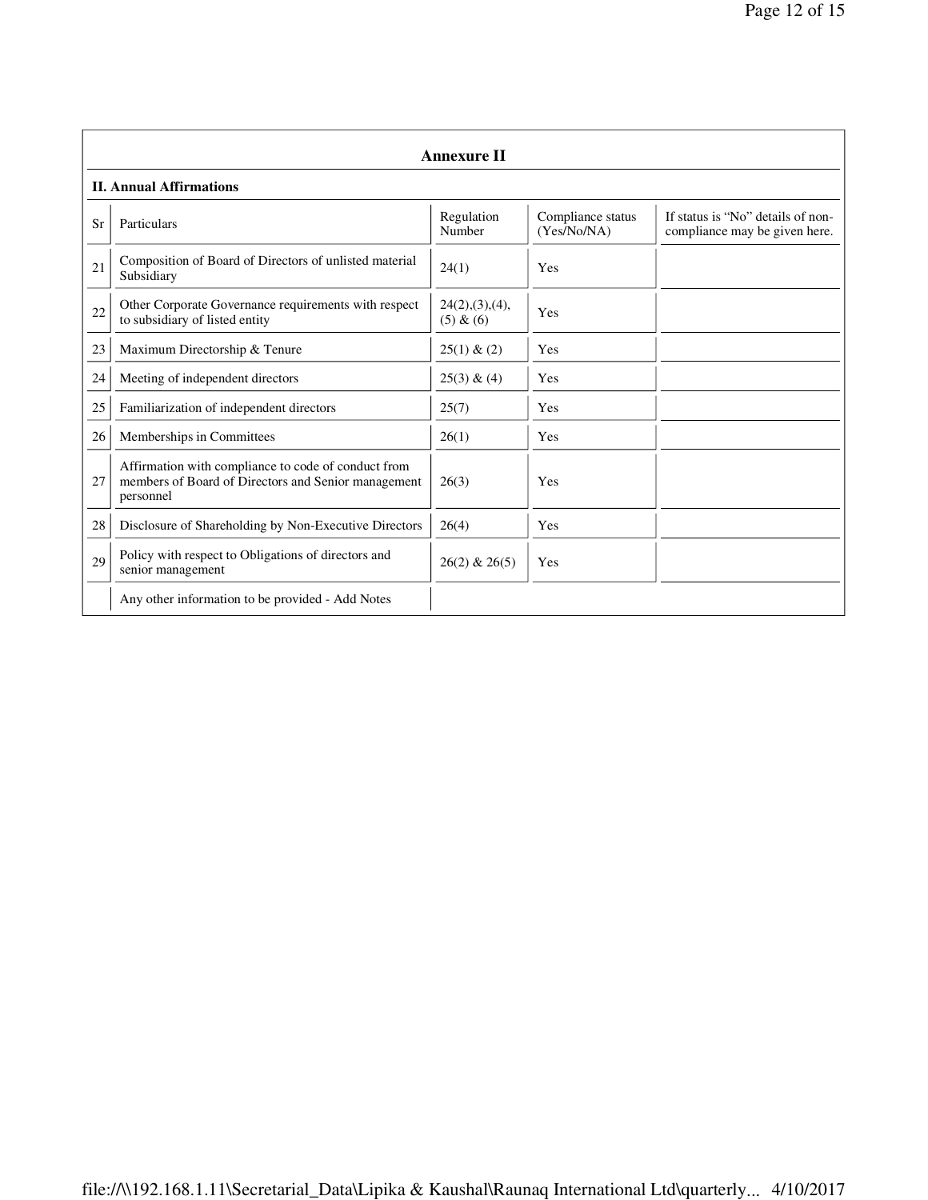## Annexure II

### II. Annual Affirmations

| Sr | Particulars | Regulation Number | Compliance status (Yes/No/NA) | If status is "No" details of non-compliance may be given here. |
|---|---|---|---|---|
| 21 | Composition of Board of Directors of unlisted material Subsidiary | 24(1) | Yes | |
| 22 | Other Corporate Governance requirements with respect to subsidiary of listed entity | 24(2),(3),(4),(5) & (6) | Yes | |
| 23 | Maximum Directorship & Tenure | 25(1) & (2) | Yes | |
| 24 | Meeting of independent directors | 25(3) & (4) | Yes | |
| 25 | Familiarization of independent directors | 25(7) | Yes | |
| 26 | Memberships in Committees | 26(1) | Yes | |
| 27 | Affirmation with compliance to code of conduct from members of Board of Directors and Senior management personnel | 26(3) | Yes | |
| 28 | Disclosure of Shareholding by Non-Executive Directors | 26(4) | Yes | |
| 29 | Policy with respect to Obligations of directors and senior management | 26(2) & 26(5) | Yes | |
| | Any other information to be provided - Add Notes | | | |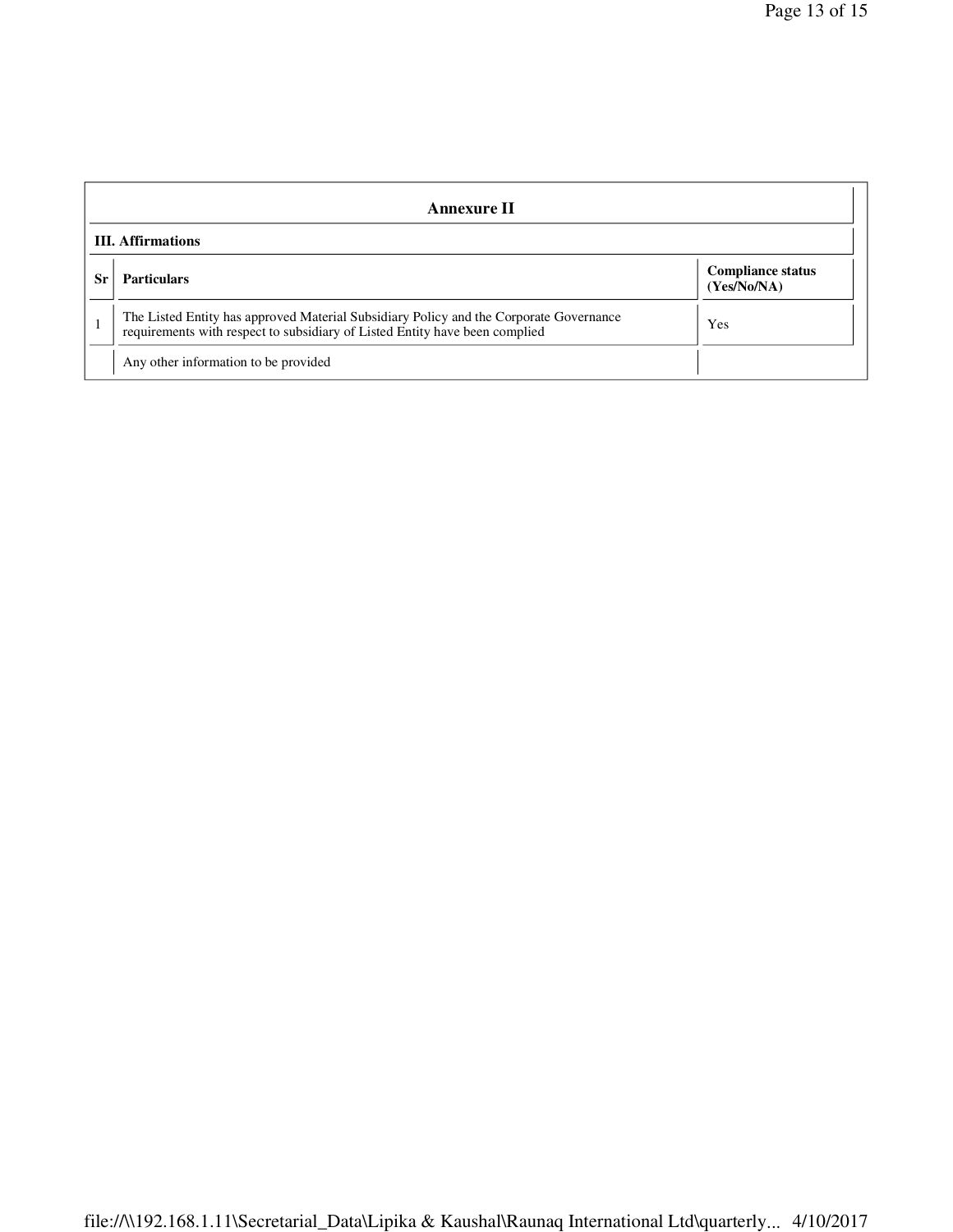## Annexure II

### III. Affirmations

| Sr | Particulars | Compliance status (Yes/No/NA) |
|---|---|---|
| 1 | The Listed Entity has approved Material Subsidiary Policy and the Corporate Governance requirements with respect to subsidiary of Listed Entity have been complied | Yes |
| | Any other information to be provided | |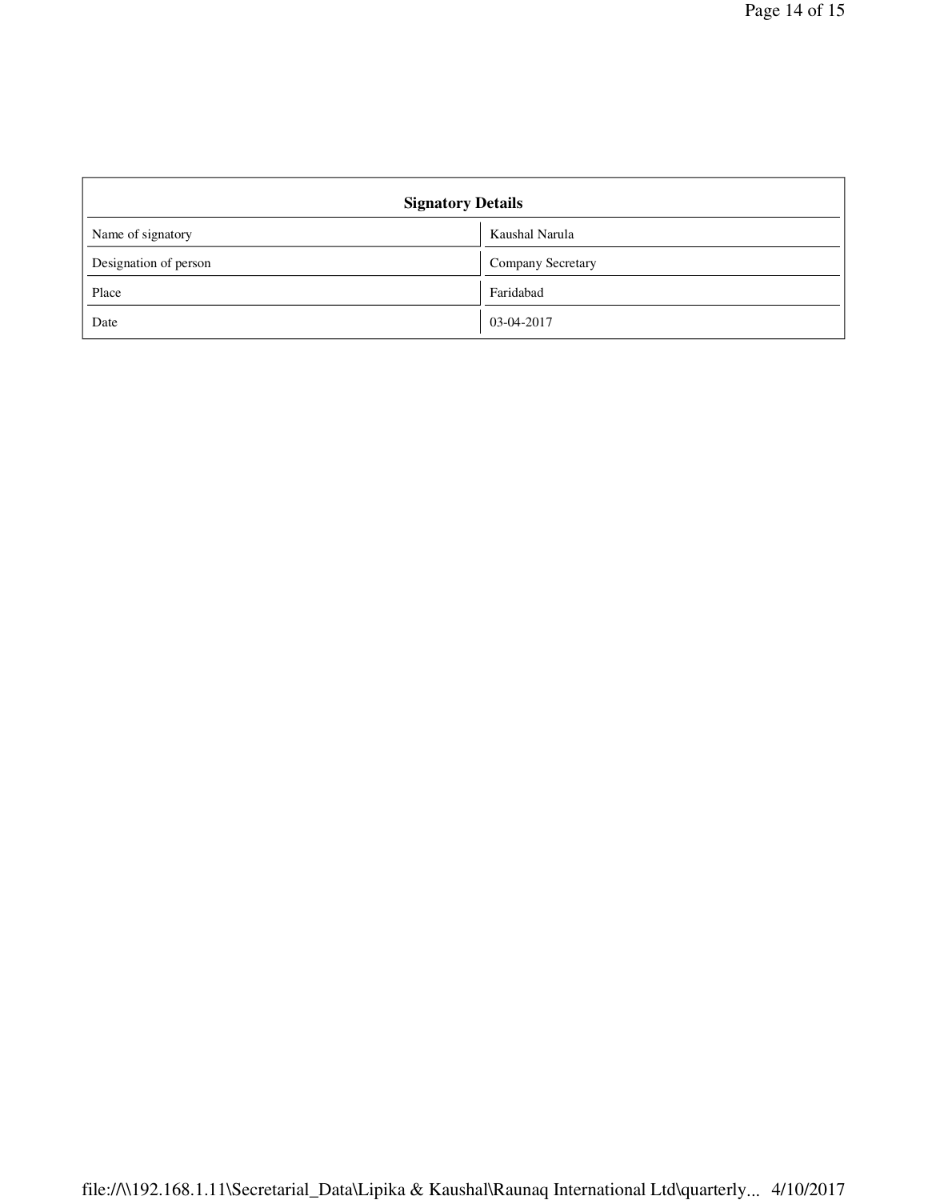| Signatory Details | |
|---|---|
| Name of signatory | Kaushal Narula |
| Designation of person | Company Secretary |
| Place | Faridabad |
| Date | 03-04-2017 |